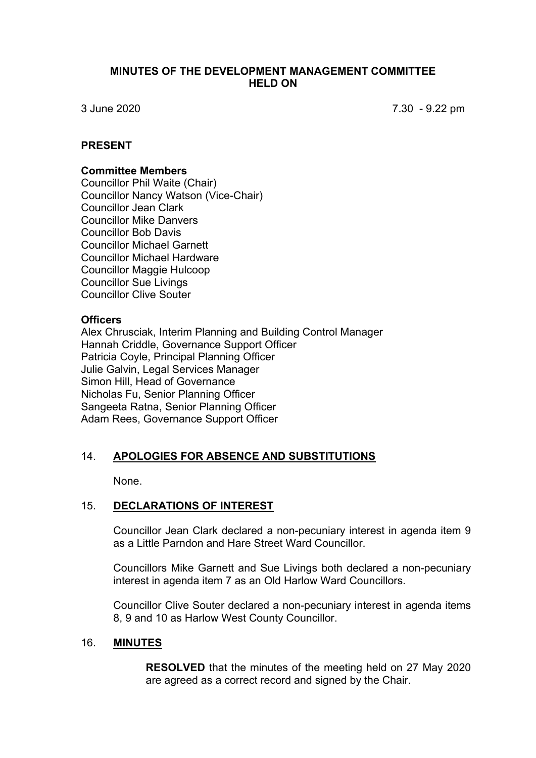# MINUTES OF THE DEVELOPMENT MANAGEMENT COMMITTEE HELD ON

3 June 2020 7.30 - 9.22 pm

## PRESENT

### Committee Members

Councillor Phil Waite (Chair)
Councillor Nancy Watson (Vice-Chair)
Councillor Jean Clark
Councillor Mike Danvers
Councillor Bob Davis
Councillor Michael Garnett
Councillor Michael Hardware
Councillor Maggie Hulcoop
Councillor Sue Livings
Councillor Clive Souter

### Officers

Alex Chrusciak, Interim Planning and Building Control Manager
Hannah Criddle, Governance Support Officer
Patricia Coyle, Principal Planning Officer
Julie Galvin, Legal Services Manager
Simon Hill, Head of Governance
Nicholas Fu, Senior Planning Officer
Sangeeta Ratna, Senior Planning Officer
Adam Rees, Governance Support Officer

## 14. APOLOGIES FOR ABSENCE AND SUBSTITUTIONS

None.

## 15. DECLARATIONS OF INTEREST

Councillor Jean Clark declared a non-pecuniary interest in agenda item 9 as a Little Parndon and Hare Street Ward Councillor.

Councillors Mike Garnett and Sue Livings both declared a non-pecuniary interest in agenda item 7 as an Old Harlow Ward Councillors.

Councillor Clive Souter declared a non-pecuniary interest in agenda items 8, 9 and 10 as Harlow West County Councillor.

## 16. MINUTES

**RESOLVED** that the minutes of the meeting held on 27 May 2020 are agreed as a correct record and signed by the Chair.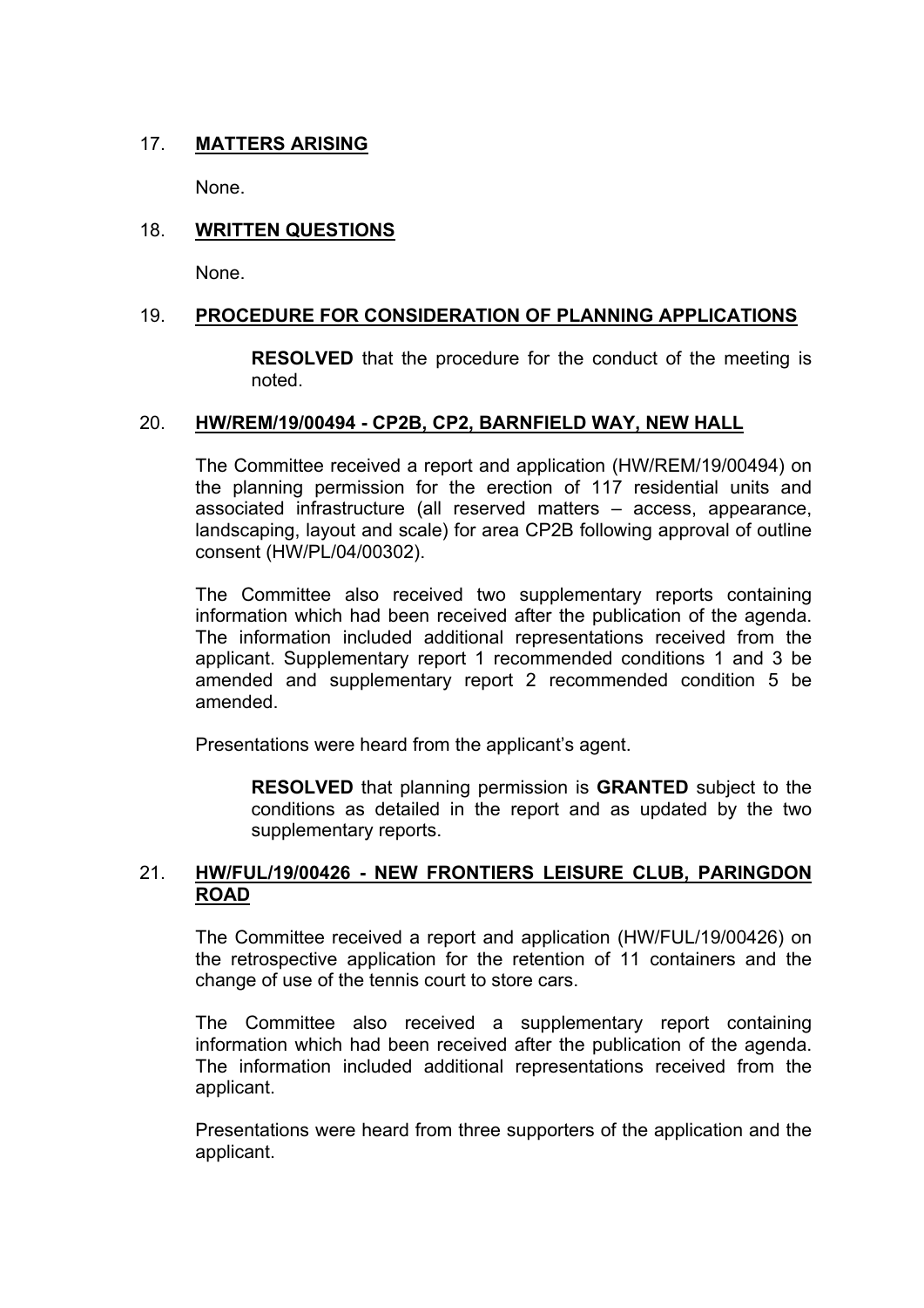## 17. MATTERS ARISING

None.

## 18. WRITTEN QUESTIONS

None.

## 19. PROCEDURE FOR CONSIDERATION OF PLANNING APPLICATIONS

**RESOLVED** that the procedure for the conduct of the meeting is noted.

## 20. HW/REM/19/00494 - CP2B, CP2, BARNFIELD WAY, NEW HALL

The Committee received a report and application (HW/REM/19/00494) on the planning permission for the erection of 117 residential units and associated infrastructure (all reserved matters – access, appearance, landscaping, layout and scale) for area CP2B following approval of outline consent (HW/PL/04/00302).

The Committee also received two supplementary reports containing information which had been received after the publication of the agenda. The information included additional representations received from the applicant. Supplementary report 1 recommended conditions 1 and 3 be amended and supplementary report 2 recommended condition 5 be amended.

Presentations were heard from the applicant's agent.

**RESOLVED** that planning permission is **GRANTED** subject to the conditions as detailed in the report and as updated by the two supplementary reports.

## 21. HW/FUL/19/00426 - NEW FRONTIERS LEISURE CLUB, PARINGDON ROAD

The Committee received a report and application (HW/FUL/19/00426) on the retrospective application for the retention of 11 containers and the change of use of the tennis court to store cars.

The Committee also received a supplementary report containing information which had been received after the publication of the agenda. The information included additional representations received from the applicant.

Presentations were heard from three supporters of the application and the applicant.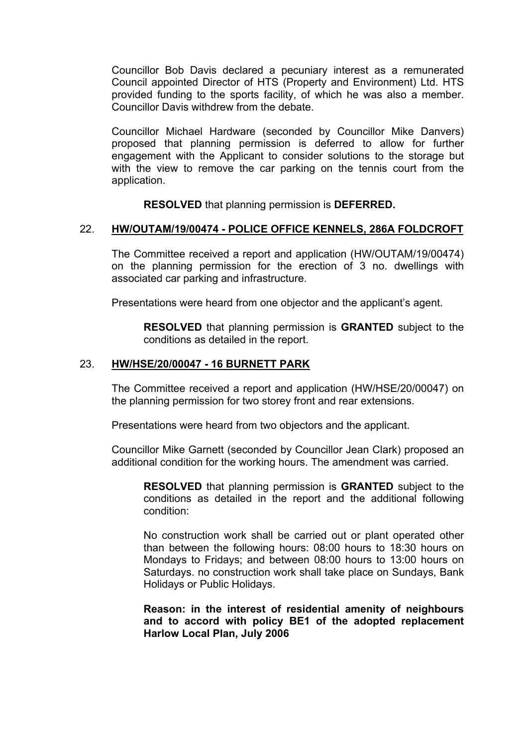Councillor Bob Davis declared a pecuniary interest as a remunerated Council appointed Director of HTS (Property and Environment) Ltd. HTS provided funding to the sports facility, of which he was also a member. Councillor Davis withdrew from the debate.

Councillor Michael Hardware (seconded by Councillor Mike Danvers) proposed that planning permission is deferred to allow for further engagement with the Applicant to consider solutions to the storage but with the view to remove the car parking on the tennis court from the application.

**RESOLVED** that planning permission is **DEFERRED.**

## 22. HW/OUTAM/19/00474 - POLICE OFFICE KENNELS, 286A FOLDCROFT

The Committee received a report and application (HW/OUTAM/19/00474) on the planning permission for the erection of 3 no. dwellings with associated car parking and infrastructure.

Presentations were heard from one objector and the applicant's agent.

**RESOLVED** that planning permission is **GRANTED** subject to the conditions as detailed in the report.

## 23. HW/HSE/20/00047 - 16 BURNETT PARK

The Committee received a report and application (HW/HSE/20/00047) on the planning permission for two storey front and rear extensions.

Presentations were heard from two objectors and the applicant.

Councillor Mike Garnett (seconded by Councillor Jean Clark) proposed an additional condition for the working hours. The amendment was carried.

**RESOLVED** that planning permission is **GRANTED** subject to the conditions as detailed in the report and the additional following condition:

No construction work shall be carried out or plant operated other than between the following hours: 08:00 hours to 18:30 hours on Mondays to Fridays; and between 08:00 hours to 13:00 hours on Saturdays. no construction work shall take place on Sundays, Bank Holidays or Public Holidays.

**Reason: in the interest of residential amenity of neighbours and to accord with policy BE1 of the adopted replacement Harlow Local Plan, July 2006**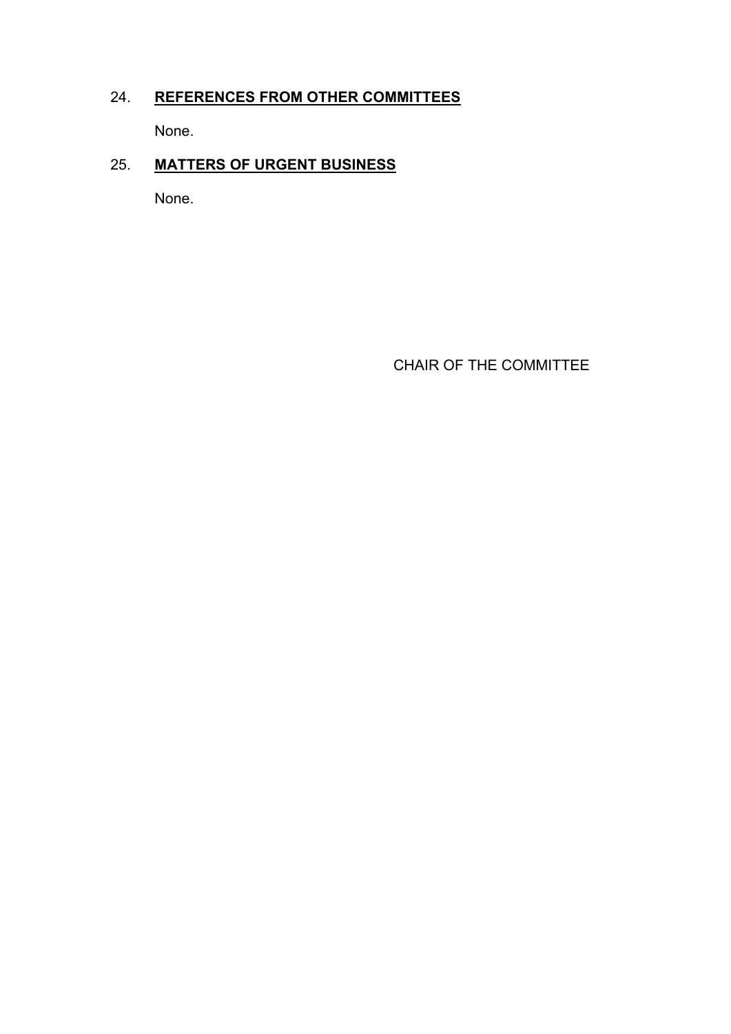## 24. **REFERENCES FROM OTHER COMMITTEES**

None.

## 25. **MATTERS OF URGENT BUSINESS**

None.

CHAIR OF THE COMMITTEE